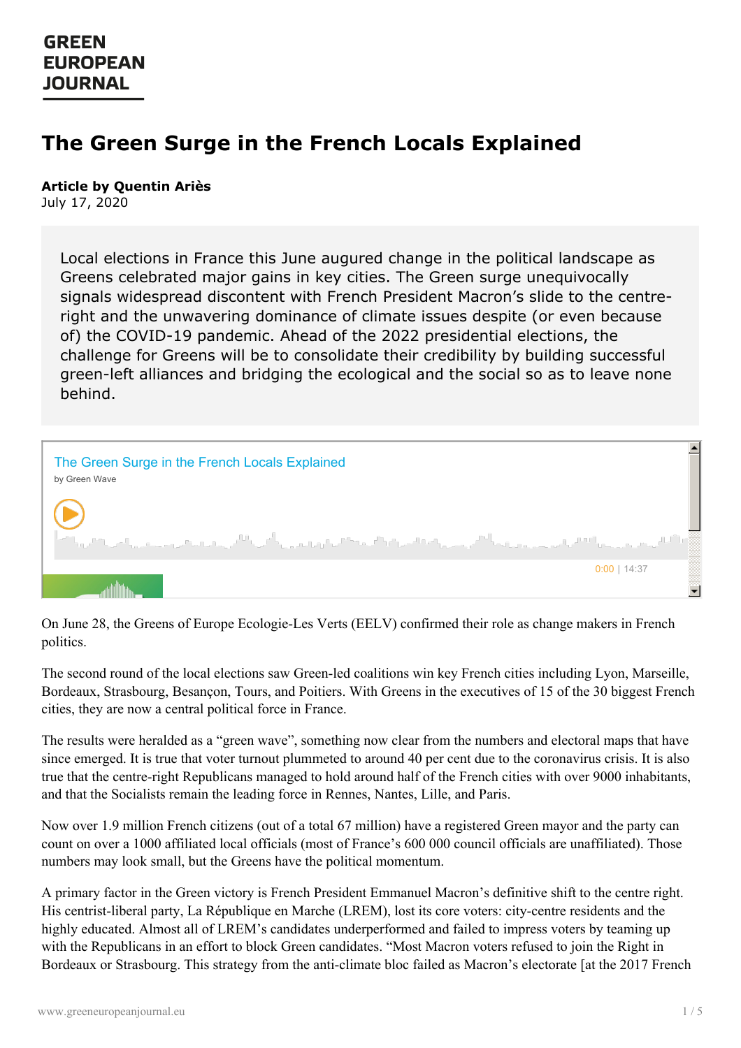GREEN EUROPEAN JOURNAL

# The Green Surge in the French Locals Explained

**Article by Quentin Ariès**
July 17, 2020

Local elections in France this June augured change in the political landscape as Greens celebrated major gains in key cities. The Green surge unequivocally signals widespread discontent with French President Macron's slide to the centre-right and the unwavering dominance of climate issues despite (or even because of) the COVID-19 pandemic. Ahead of the 2022 presidential elections, the challenge for Greens will be to consolidate their credibility by building successful green-left alliances and bridging the ecological and the social so as to leave none behind.

The Green Surge in the French Locals Explained
by Green Wave

0:00 | 14:37

On June 28, the Greens of Europe Ecologie-Les Verts (EELV) confirmed their role as change makers in French politics.

The second round of the local elections saw Green-led coalitions win key French cities including Lyon, Marseille, Bordeaux, Strasbourg, Besançon, Tours, and Poitiers. With Greens in the executives of 15 of the 30 biggest French cities, they are now a central political force in France.

The results were heralded as a "green wave", something now clear from the numbers and electoral maps that have since emerged. It is true that voter turnout plummeted to around 40 per cent due to the coronavirus crisis. It is also true that the centre-right Republicans managed to hold around half of the French cities with over 9000 inhabitants, and that the Socialists remain the leading force in Rennes, Nantes, Lille, and Paris.

Now over 1.9 million French citizens (out of a total 67 million) have a registered Green mayor and the party can count on over a 1000 affiliated local officials (most of France's 600 000 council officials are unaffiliated). Those numbers may look small, but the Greens have the political momentum.

A primary factor in the Green victory is French President Emmanuel Macron's definitive shift to the centre right. His centrist-liberal party, La République en Marche (LREM), lost its core voters: city-centre residents and the highly educated. Almost all of LREM's candidates underperformed and failed to impress voters by teaming up with the Republicans in an effort to block Green candidates. "Most Macron voters refused to join the Right in Bordeaux or Strasbourg. This strategy from the anti-climate bloc failed as Macron's electorate [at the 2017 French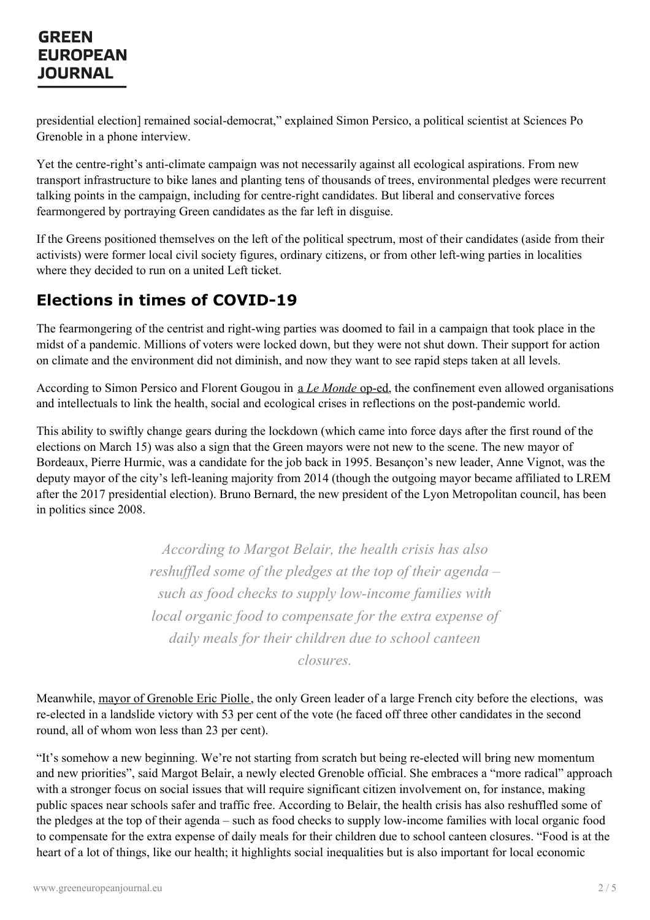presidential election] remained social-democrat," explained Simon Persico, a political scientist at Sciences Po Grenoble in a phone interview.

Yet the centre-right's anti-climate campaign was not necessarily against all ecological aspirations. From new transport infrastructure to bike lanes and planting tens of thousands of trees, environmental pledges were recurrent talking points in the campaign, including for centre-right candidates. But liberal and conservative forces fearmongered by portraying Green candidates as the far left in disguise.

If the Greens positioned themselves on the left of the political spectrum, most of their candidates (aside from their activists) were former local civil society figures, ordinary citizens, or from other left-wing parties in localities where they decided to run on a united Left ticket.

## Elections in times of COVID-19

The fearmongering of the centrist and right-wing parties was doomed to fail in a campaign that took place in the midst of a pandemic. Millions of voters were locked down, but they were not shut down. Their support for action on climate and the environment did not diminish, and now they want to see rapid steps taken at all levels.

According to Simon Persico and Florent Gougou in a *Le Monde* op-ed, the confinement even allowed organisations and intellectuals to link the health, social and ecological crises in reflections on the post-pandemic world.

This ability to swiftly change gears during the lockdown (which came into force days after the first round of the elections on March 15) was also a sign that the Green mayors were not new to the scene. The new mayor of Bordeaux, Pierre Hurmic, was a candidate for the job back in 1995. Besançon's new leader, Anne Vignot, was the deputy mayor of the city's left-leaning majority from 2014 (though the outgoing mayor became affiliated to LREM after the 2017 presidential election). Bruno Bernard, the new president of the Lyon Metropolitan council, has been in politics since 2008.

> *According to Margot Belair, the health crisis has also reshuffled some of the pledges at the top of their agenda – such as food checks to supply low-income families with local organic food to compensate for the extra expense of daily meals for their children due to school canteen closures.*

Meanwhile, mayor of Grenoble Eric Piolle, the only Green leader of a large French city before the elections, was re-elected in a landslide victory with 53 per cent of the vote (he faced off three other candidates in the second round, all of whom won less than 23 per cent).

"It's somehow a new beginning. We're not starting from scratch but being re-elected will bring new momentum and new priorities", said Margot Belair, a newly elected Grenoble official. She embraces a "more radical" approach with a stronger focus on social issues that will require significant citizen involvement on, for instance, making public spaces near schools safer and traffic free. According to Belair, the health crisis has also reshuffled some of the pledges at the top of their agenda – such as food checks to supply low-income families with local organic food to compensate for the extra expense of daily meals for their children due to school canteen closures. "Food is at the heart of a lot of things, like our health; it highlights social inequalities but is also important for local economic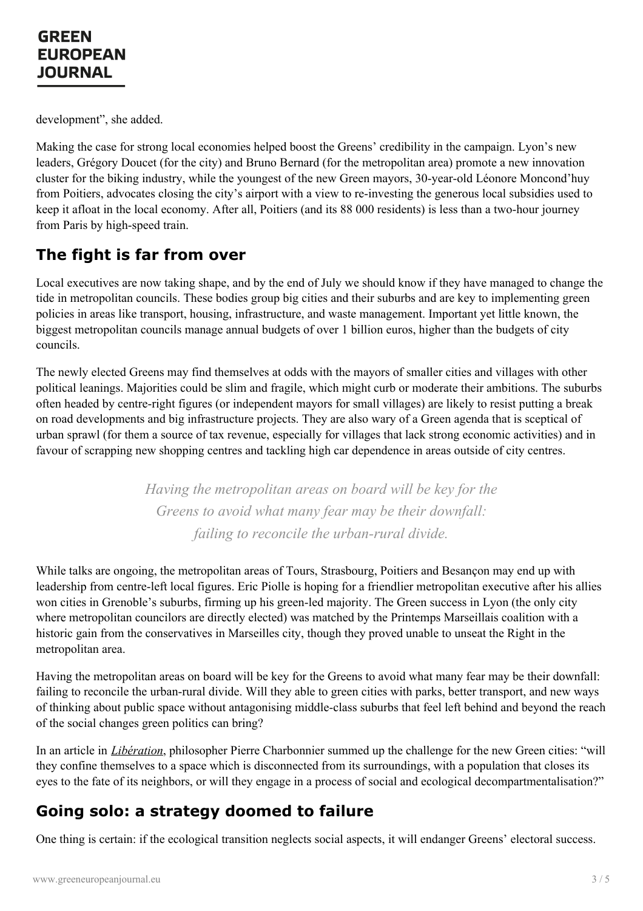development", she added.

Making the case for strong local economies helped boost the Greens' credibility in the campaign. Lyon's new leaders, Grégory Doucet (for the city) and Bruno Bernard (for the metropolitan area) promote a new innovation cluster for the biking industry, while the youngest of the new Green mayors, 30-year-old Léonore Moncond'huy from Poitiers, advocates closing the city's airport with a view to re-investing the generous local subsidies used to keep it afloat in the local economy. After all, Poitiers (and its 88 000 residents) is less than a two-hour journey from Paris by high-speed train.

## The fight is far from over

Local executives are now taking shape, and by the end of July we should know if they have managed to change the tide in metropolitan councils. These bodies group big cities and their suburbs and are key to implementing green policies in areas like transport, housing, infrastructure, and waste management. Important yet little known, the biggest metropolitan councils manage annual budgets of over 1 billion euros, higher than the budgets of city councils.

The newly elected Greens may find themselves at odds with the mayors of smaller cities and villages with other political leanings. Majorities could be slim and fragile, which might curb or moderate their ambitions. The suburbs often headed by centre-right figures (or independent mayors for small villages) are likely to resist putting a break on road developments and big infrastructure projects. They are also wary of a Green agenda that is sceptical of urban sprawl (for them a source of tax revenue, especially for villages that lack strong economic activities) and in favour of scrapping new shopping centres and tackling high car dependence in areas outside of city centres.

> *Having the metropolitan areas on board will be key for the Greens to avoid what many fear may be their downfall: failing to reconcile the urban-rural divide.*

While talks are ongoing, the metropolitan areas of Tours, Strasbourg, Poitiers and Besançon may end up with leadership from centre-left local figures. Eric Piolle is hoping for a friendlier metropolitan executive after his allies won cities in Grenoble's suburbs, firming up his green-led majority. The Green success in Lyon (the only city where metropolitan councilors are directly elected) was matched by the Printemps Marseillais coalition with a historic gain from the conservatives in Marseilles city, though they proved unable to unseat the Right in the metropolitan area.

Having the metropolitan areas on board will be key for the Greens to avoid what many fear may be their downfall: failing to reconcile the urban-rural divide. Will they able to green cities with parks, better transport, and new ways of thinking about public space without antagonising middle-class suburbs that feel left behind and beyond the reach of the social changes green politics can bring?

In an article in *Libération*, philosopher Pierre Charbonnier summed up the challenge for the new Green cities: "will they confine themselves to a space which is disconnected from its surroundings, with a population that closes its eyes to the fate of its neighbors, or will they engage in a process of social and ecological decompartmentalisation?"

## Going solo: a strategy doomed to failure

One thing is certain: if the ecological transition neglects social aspects, it will endanger Greens' electoral success.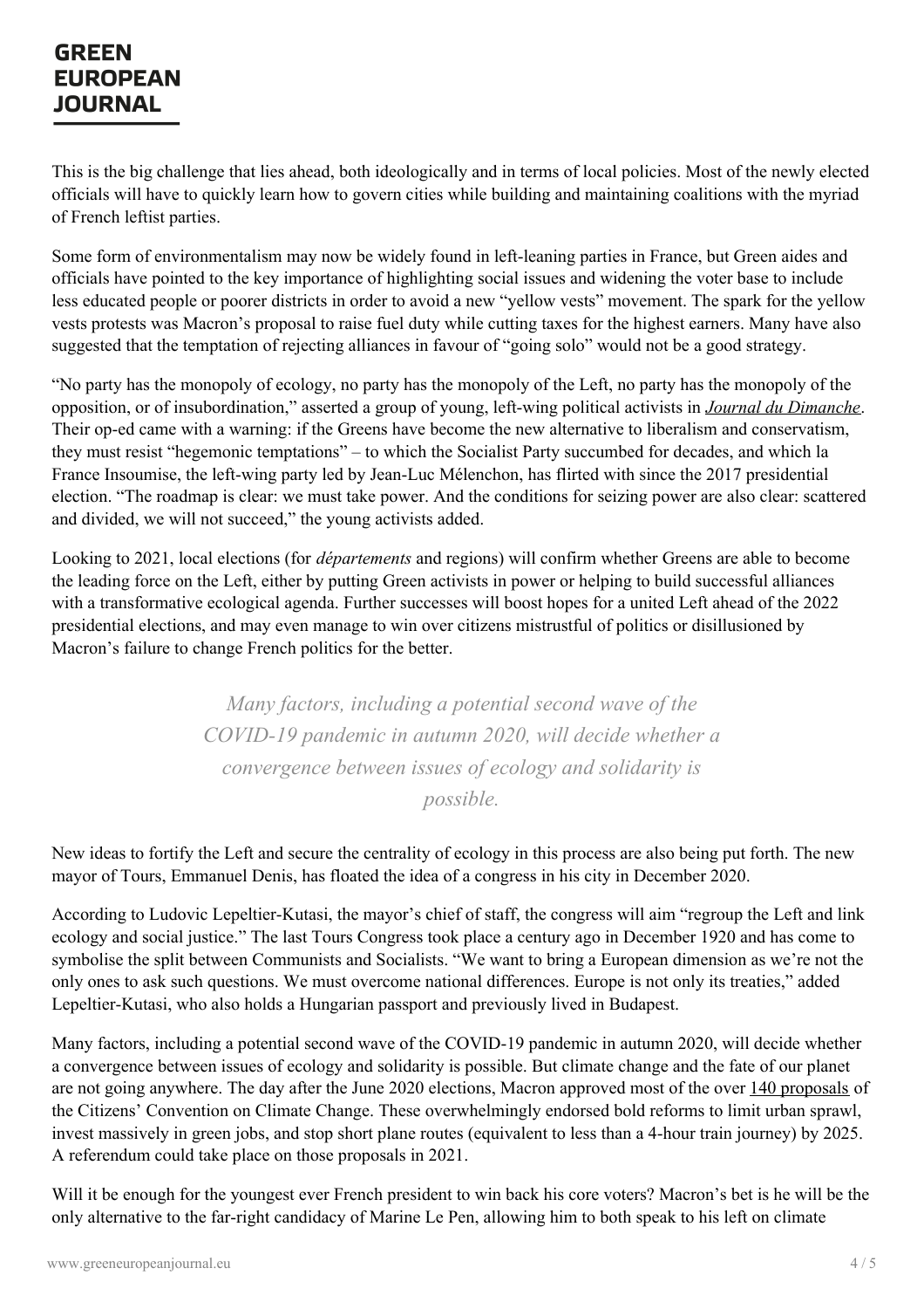This is the big challenge that lies ahead, both ideologically and in terms of local policies. Most of the newly elected officials will have to quickly learn how to govern cities while building and maintaining coalitions with the myriad of French leftist parties.

Some form of environmentalism may now be widely found in left-leaning parties in France, but Green aides and officials have pointed to the key importance of highlighting social issues and widening the voter base to include less educated people or poorer districts in order to avoid a new "yellow vests" movement. The spark for the yellow vests protests was Macron's proposal to raise fuel duty while cutting taxes for the highest earners. Many have also suggested that the temptation of rejecting alliances in favour of "going solo" would not be a good strategy.

"No party has the monopoly of ecology, no party has the monopoly of the Left, no party has the monopoly of the opposition, or of insubordination," asserted a group of young, left-wing political activists in *Journal du Dimanche*. Their op-ed came with a warning: if the Greens have become the new alternative to liberalism and conservatism, they must resist "hegemonic temptations" – to which the Socialist Party succumbed for decades, and which la France Insoumise, the left-wing party led by Jean-Luc Mélenchon, has flirted with since the 2017 presidential election. "The roadmap is clear: we must take power. And the conditions for seizing power are also clear: scattered and divided, we will not succeed," the young activists added.

Looking to 2021, local elections (for *départements* and regions) will confirm whether Greens are able to become the leading force on the Left, either by putting Green activists in power or helping to build successful alliances with a transformative ecological agenda. Further successes will boost hopes for a united Left ahead of the 2022 presidential elections, and may even manage to win over citizens mistrustful of politics or disillusioned by Macron's failure to change French politics for the better.

> *Many factors, including a potential second wave of the COVID-19 pandemic in autumn 2020, will decide whether a convergence between issues of ecology and solidarity is possible.*

New ideas to fortify the Left and secure the centrality of ecology in this process are also being put forth. The new mayor of Tours, Emmanuel Denis, has floated the idea of a congress in his city in December 2020.

According to Ludovic Lepeltier-Kutasi, the mayor's chief of staff, the congress will aim "regroup the Left and link ecology and social justice." The last Tours Congress took place a century ago in December 1920 and has come to symbolise the split between Communists and Socialists. "We want to bring a European dimension as we're not the only ones to ask such questions. We must overcome national differences. Europe is not only its treaties," added Lepeltier-Kutasi, who also holds a Hungarian passport and previously lived in Budapest.

Many factors, including a potential second wave of the COVID-19 pandemic in autumn 2020, will decide whether a convergence between issues of ecology and solidarity is possible. But climate change and the fate of our planet are not going anywhere. The day after the June 2020 elections, Macron approved most of the over 140 proposals of the Citizens' Convention on Climate Change. These overwhelmingly endorsed bold reforms to limit urban sprawl, invest massively in green jobs, and stop short plane routes (equivalent to less than a 4-hour train journey) by 2025. A referendum could take place on those proposals in 2021.

Will it be enough for the youngest ever French president to win back his core voters? Macron's bet is he will be the only alternative to the far-right candidacy of Marine Le Pen, allowing him to both speak to his left on climate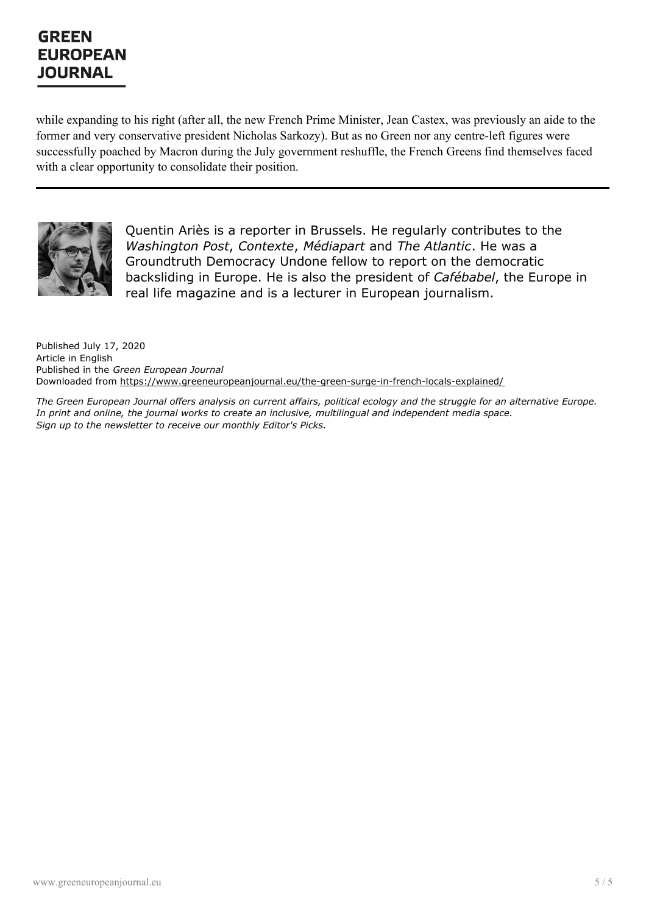while expanding to his right (after all, the new French Prime Minister, Jean Castex, was previously an aide to the former and very conservative president Nicholas Sarkozy). But as no Green nor any centre-left figures were successfully poached by Macron during the July government reshuffle, the French Greens find themselves faced with a clear opportunity to consolidate their position.

---

Quentin Ariès is a reporter in Brussels. He regularly contributes to the *Washington Post*, *Contexte*, *Médiapart* and *The Atlantic*. He was a Groundtruth Democracy Undone fellow to report on the democratic backsliding in Europe. He is also the president of *Cafébabel*, the Europe in real life magazine and is a lecturer in European journalism.

Published July 17, 2020
Article in English
Published in the *Green European Journal*
Downloaded from https://www.greeneuropeanjournal.eu/the-green-surge-in-french-locals-explained/

*The Green European Journal offers analysis on current affairs, political ecology and the struggle for an alternative Europe. In print and online, the journal works to create an inclusive, multilingual and independent media space. Sign up to the newsletter to receive our monthly Editor's Picks.*